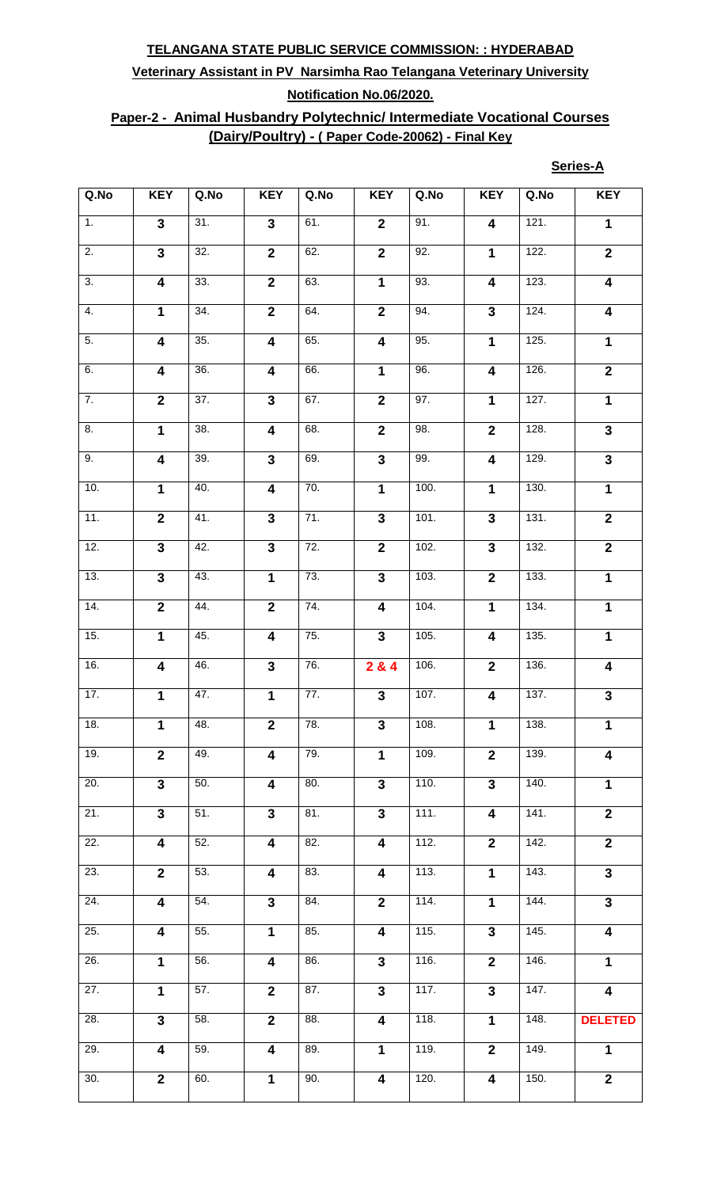**TELANGANA STATE PUBLIC SERVICE COMMISSION: : HYDERABAD**

**Veterinary Assistant in PV Narsimha Rao Telangana Veterinary University**

**Notification No.06/2020.**

**Paper-2 - Animal Husbandry Polytechnic/ Intermediate Vocational Courses (Dairy/Poultry) - ( Paper Code-20062) - Final Key**

**Series-A**

| Q.No | KEY | Q.No | KEY | Q.No | KEY | Q.No | KEY | Q.No | KEY |
|---|---|---|---|---|---|---|---|---|---|
| 1. | 3 | 31. | 3 | 61. | 2 | 91. | 4 | 121. | 1 |
| 2. | 3 | 32. | 2 | 62. | 2 | 92. | 1 | 122. | 2 |
| 3. | 4 | 33. | 2 | 63. | 1 | 93. | 4 | 123. | 4 |
| 4. | 1 | 34. | 2 | 64. | 2 | 94. | 3 | 124. | 4 |
| 5. | 4 | 35. | 4 | 65. | 4 | 95. | 1 | 125. | 1 |
| 6. | 4 | 36. | 4 | 66. | 1 | 96. | 4 | 126. | 2 |
| 7. | 2 | 37. | 3 | 67. | 2 | 97. | 1 | 127. | 1 |
| 8. | 1 | 38. | 4 | 68. | 2 | 98. | 2 | 128. | 3 |
| 9. | 4 | 39. | 3 | 69. | 3 | 99. | 4 | 129. | 3 |
| 10. | 1 | 40. | 4 | 70. | 1 | 100. | 1 | 130. | 1 |
| 11. | 2 | 41. | 3 | 71. | 3 | 101. | 3 | 131. | 2 |
| 12. | 3 | 42. | 3 | 72. | 2 | 102. | 3 | 132. | 2 |
| 13. | 3 | 43. | 1 | 73. | 3 | 103. | 2 | 133. | 1 |
| 14. | 2 | 44. | 2 | 74. | 4 | 104. | 1 | 134. | 1 |
| 15. | 1 | 45. | 4 | 75. | 3 | 105. | 4 | 135. | 1 |
| 16. | 4 | 46. | 3 | 76. | 2 & 4 | 106. | 2 | 136. | 4 |
| 17. | 1 | 47. | 1 | 77. | 3 | 107. | 4 | 137. | 3 |
| 18. | 1 | 48. | 2 | 78. | 3 | 108. | 1 | 138. | 1 |
| 19. | 2 | 49. | 4 | 79. | 1 | 109. | 2 | 139. | 4 |
| 20. | 3 | 50. | 4 | 80. | 3 | 110. | 3 | 140. | 1 |
| 21. | 3 | 51. | 3 | 81. | 3 | 111. | 4 | 141. | 2 |
| 22. | 4 | 52. | 4 | 82. | 4 | 112. | 2 | 142. | 2 |
| 23. | 2 | 53. | 4 | 83. | 4 | 113. | 1 | 143. | 3 |
| 24. | 4 | 54. | 3 | 84. | 2 | 114. | 1 | 144. | 3 |
| 25. | 4 | 55. | 1 | 85. | 4 | 115. | 3 | 145. | 4 |
| 26. | 1 | 56. | 4 | 86. | 3 | 116. | 2 | 146. | 1 |
| 27. | 1 | 57. | 2 | 87. | 3 | 117. | 3 | 147. | 4 |
| 28. | 3 | 58. | 2 | 88. | 4 | 118. | 1 | 148. | DELETED |
| 29. | 4 | 59. | 4 | 89. | 1 | 119. | 2 | 149. | 1 |
| 30. | 2 | 60. | 1 | 90. | 4 | 120. | 4 | 150. | 2 |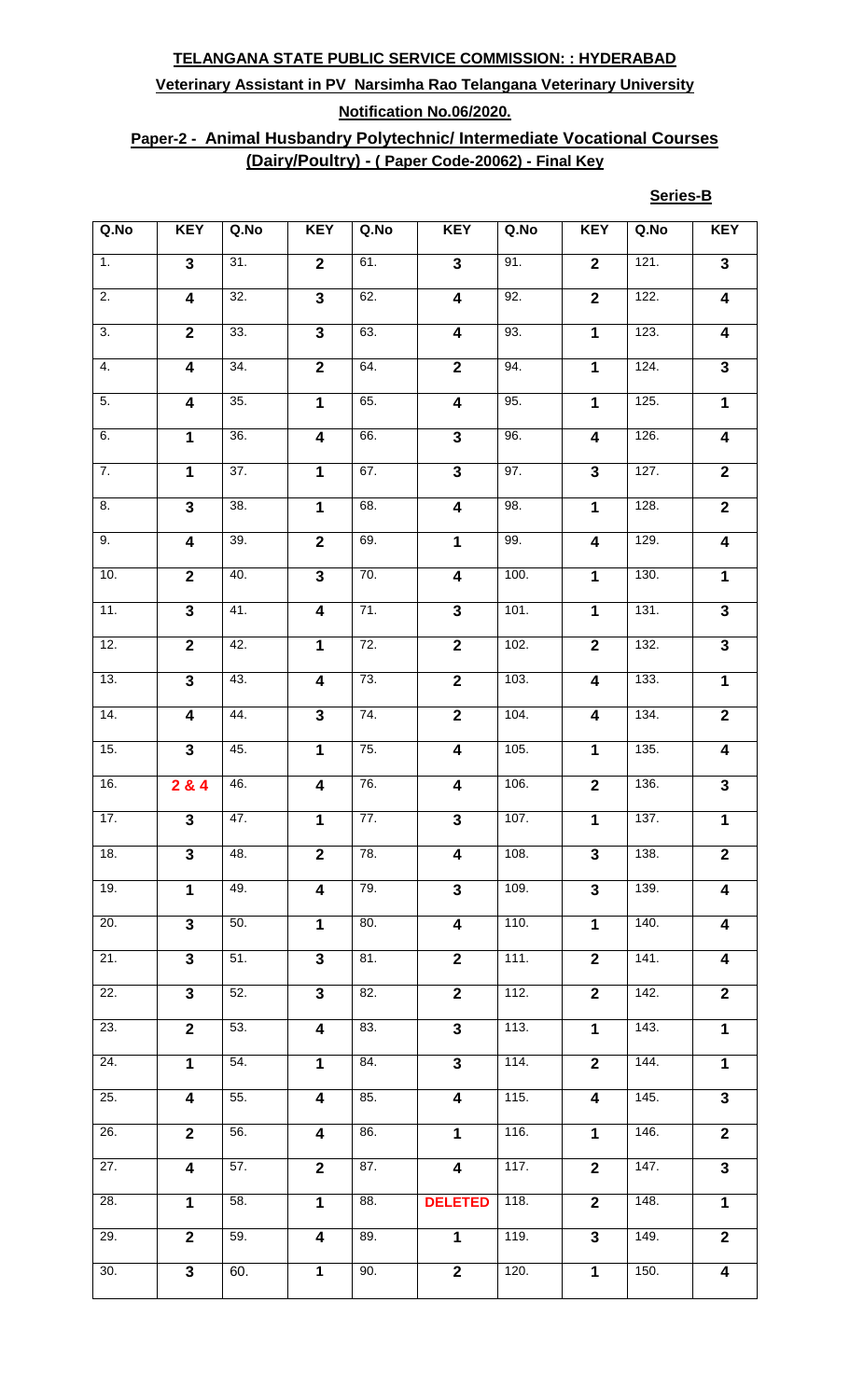**TELANGANA STATE PUBLIC SERVICE COMMISSION: : HYDERABAD**

**Veterinary Assistant in PV Narsimha Rao Telangana Veterinary University**

**Notification No.06/2020.**

**Paper-2 - Animal Husbandry Polytechnic/ Intermediate Vocational Courses (Dairy/Poultry) - ( Paper Code-20062) - Final Key**

**Series-B**

| Q.No | KEY | Q.No | KEY | Q.No | KEY | Q.No | KEY | Q.No | KEY |
|---|---|---|---|---|---|---|---|---|---|
| 1. | 3 | 31. | 2 | 61. | 3 | 91. | 2 | 121. | 3 |
| 2. | 4 | 32. | 3 | 62. | 4 | 92. | 2 | 122. | 4 |
| 3. | 2 | 33. | 3 | 63. | 4 | 93. | 1 | 123. | 4 |
| 4. | 4 | 34. | 2 | 64. | 2 | 94. | 1 | 124. | 3 |
| 5. | 4 | 35. | 1 | 65. | 4 | 95. | 1 | 125. | 1 |
| 6. | 1 | 36. | 4 | 66. | 3 | 96. | 4 | 126. | 4 |
| 7. | 1 | 37. | 1 | 67. | 3 | 97. | 3 | 127. | 2 |
| 8. | 3 | 38. | 1 | 68. | 4 | 98. | 1 | 128. | 2 |
| 9. | 4 | 39. | 2 | 69. | 1 | 99. | 4 | 129. | 4 |
| 10. | 2 | 40. | 3 | 70. | 4 | 100. | 1 | 130. | 1 |
| 11. | 3 | 41. | 4 | 71. | 3 | 101. | 1 | 131. | 3 |
| 12. | 2 | 42. | 1 | 72. | 2 | 102. | 2 | 132. | 3 |
| 13. | 3 | 43. | 4 | 73. | 2 | 103. | 4 | 133. | 1 |
| 14. | 4 | 44. | 3 | 74. | 2 | 104. | 4 | 134. | 2 |
| 15. | 3 | 45. | 1 | 75. | 4 | 105. | 1 | 135. | 4 |
| 16. | 2 & 4 | 46. | 4 | 76. | 4 | 106. | 2 | 136. | 3 |
| 17. | 3 | 47. | 1 | 77. | 3 | 107. | 1 | 137. | 1 |
| 18. | 3 | 48. | 2 | 78. | 4 | 108. | 3 | 138. | 2 |
| 19. | 1 | 49. | 4 | 79. | 3 | 109. | 3 | 139. | 4 |
| 20. | 3 | 50. | 1 | 80. | 4 | 110. | 1 | 140. | 4 |
| 21. | 3 | 51. | 3 | 81. | 2 | 111. | 2 | 141. | 4 |
| 22. | 3 | 52. | 3 | 82. | 2 | 112. | 2 | 142. | 2 |
| 23. | 2 | 53. | 4 | 83. | 3 | 113. | 1 | 143. | 1 |
| 24. | 1 | 54. | 1 | 84. | 3 | 114. | 2 | 144. | 1 |
| 25. | 4 | 55. | 4 | 85. | 4 | 115. | 4 | 145. | 3 |
| 26. | 2 | 56. | 4 | 86. | 1 | 116. | 1 | 146. | 2 |
| 27. | 4 | 57. | 2 | 87. | 4 | 117. | 2 | 147. | 3 |
| 28. | 1 | 58. | 1 | 88. | DELETED | 118. | 2 | 148. | 1 |
| 29. | 2 | 59. | 4 | 89. | 1 | 119. | 3 | 149. | 2 |
| 30. | 3 | 60. | 1 | 90. | 2 | 120. | 1 | 150. | 4 |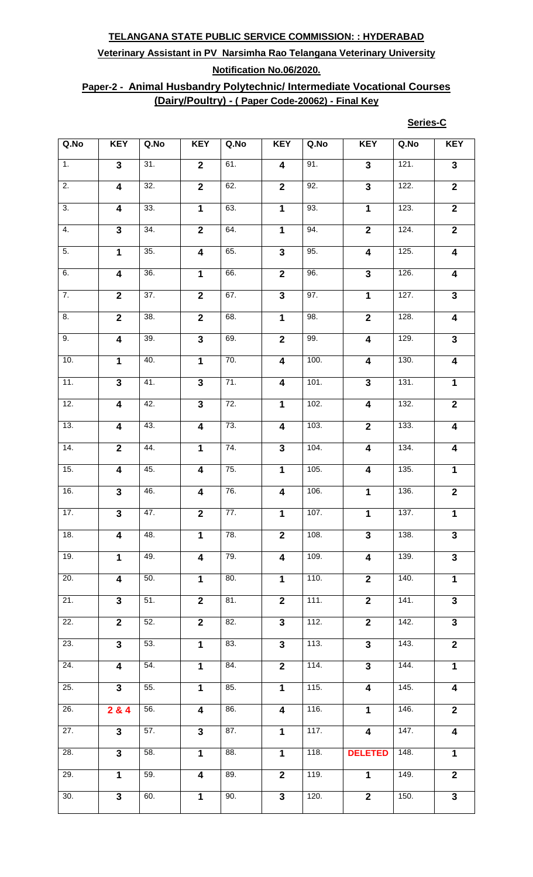**TELANGANA STATE PUBLIC SERVICE COMMISSION: : HYDERABAD**

**Veterinary Assistant in PV Narsimha Rao Telangana Veterinary University**

**Notification No.06/2020.**

**Paper-2 - Animal Husbandry Polytechnic/ Intermediate Vocational Courses (Dairy/Poultry) - ( Paper Code-20062) - Final Key**

**Series-C**

| Q.No | KEY | Q.No | KEY | Q.No | KEY | Q.No | KEY | Q.No | KEY |
|---|---|---|---|---|---|---|---|---|---|
| 1. | 3 | 31. | 2 | 61. | 4 | 91. | 3 | 121. | 3 |
| 2. | 4 | 32. | 2 | 62. | 2 | 92. | 3 | 122. | 2 |
| 3. | 4 | 33. | 1 | 63. | 1 | 93. | 1 | 123. | 2 |
| 4. | 3 | 34. | 2 | 64. | 1 | 94. | 2 | 124. | 2 |
| 5. | 1 | 35. | 4 | 65. | 3 | 95. | 4 | 125. | 4 |
| 6. | 4 | 36. | 1 | 66. | 2 | 96. | 3 | 126. | 4 |
| 7. | 2 | 37. | 2 | 67. | 3 | 97. | 1 | 127. | 3 |
| 8. | 2 | 38. | 2 | 68. | 1 | 98. | 2 | 128. | 4 |
| 9. | 4 | 39. | 3 | 69. | 2 | 99. | 4 | 129. | 3 |
| 10. | 1 | 40. | 1 | 70. | 4 | 100. | 4 | 130. | 4 |
| 11. | 3 | 41. | 3 | 71. | 4 | 101. | 3 | 131. | 1 |
| 12. | 4 | 42. | 3 | 72. | 1 | 102. | 4 | 132. | 2 |
| 13. | 4 | 43. | 4 | 73. | 4 | 103. | 2 | 133. | 4 |
| 14. | 2 | 44. | 1 | 74. | 3 | 104. | 4 | 134. | 4 |
| 15. | 4 | 45. | 4 | 75. | 1 | 105. | 4 | 135. | 1 |
| 16. | 3 | 46. | 4 | 76. | 4 | 106. | 1 | 136. | 2 |
| 17. | 3 | 47. | 2 | 77. | 1 | 107. | 1 | 137. | 1 |
| 18. | 4 | 48. | 1 | 78. | 2 | 108. | 3 | 138. | 3 |
| 19. | 1 | 49. | 4 | 79. | 4 | 109. | 4 | 139. | 3 |
| 20. | 4 | 50. | 1 | 80. | 1 | 110. | 2 | 140. | 1 |
| 21. | 3 | 51. | 2 | 81. | 2 | 111. | 2 | 141. | 3 |
| 22. | 2 | 52. | 2 | 82. | 3 | 112. | 2 | 142. | 3 |
| 23. | 3 | 53. | 1 | 83. | 3 | 113. | 3 | 143. | 2 |
| 24. | 4 | 54. | 1 | 84. | 2 | 114. | 3 | 144. | 1 |
| 25. | 3 | 55. | 1 | 85. | 1 | 115. | 4 | 145. | 4 |
| 26. | 2 & 4 | 56. | 4 | 86. | 4 | 116. | 1 | 146. | 2 |
| 27. | 3 | 57. | 3 | 87. | 1 | 117. | 4 | 147. | 4 |
| 28. | 3 | 58. | 1 | 88. | 1 | 118. | DELETED | 148. | 1 |
| 29. | 1 | 59. | 4 | 89. | 2 | 119. | 1 | 149. | 2 |
| 30. | 3 | 60. | 1 | 90. | 3 | 120. | 2 | 150. | 3 |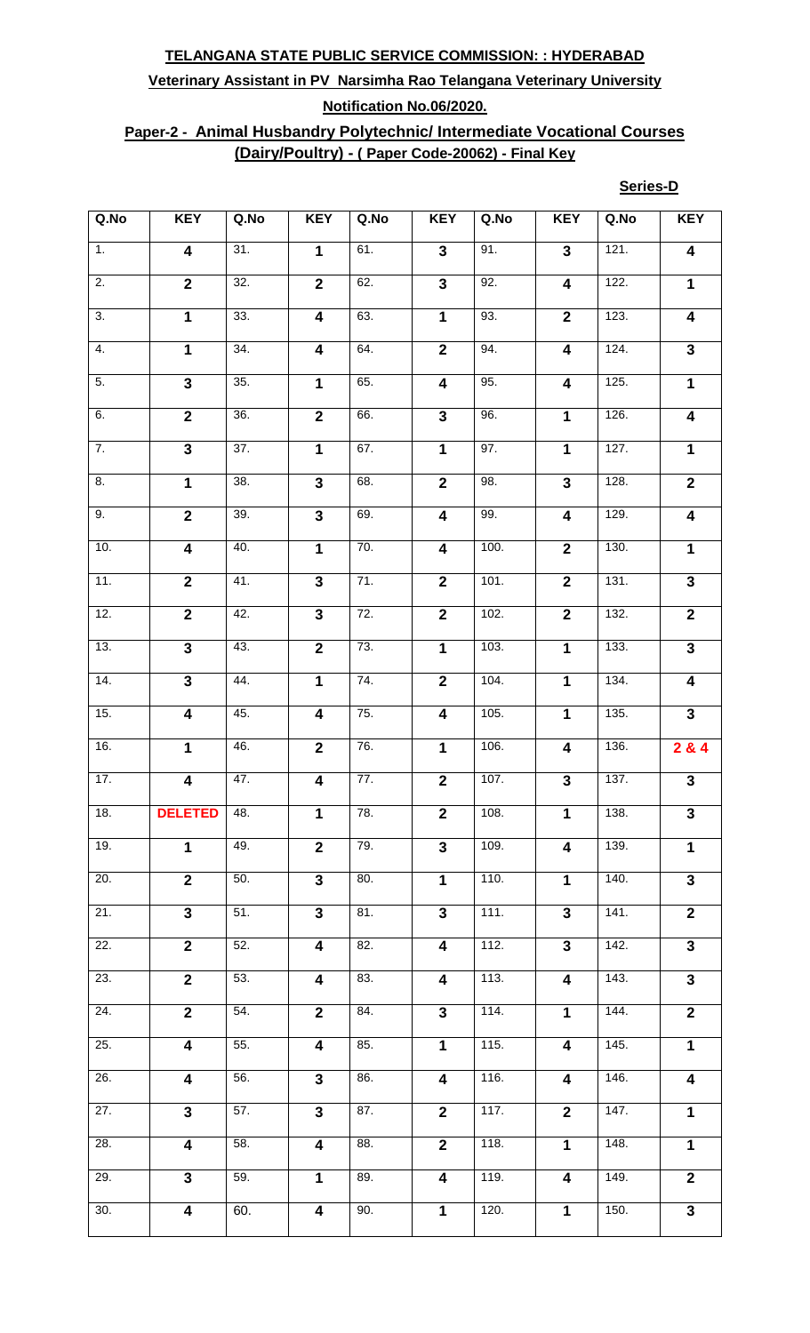**TELANGANA STATE PUBLIC SERVICE COMMISSION: : HYDERABAD**

**Veterinary Assistant in PV Narsimha Rao Telangana Veterinary University**

**Notification No.06/2020.**

**Paper-2 - Animal Husbandry Polytechnic/ Intermediate Vocational Courses (Dairy/Poultry) - ( Paper Code-20062) - Final Key**

**Series-D**

| Q.No | KEY | Q.No | KEY | Q.No | KEY | Q.No | KEY | Q.No | KEY |
|---|---|---|---|---|---|---|---|---|---|
| 1. | 4 | 31. | 1 | 61. | 3 | 91. | 3 | 121. | 4 |
| 2. | 2 | 32. | 2 | 62. | 3 | 92. | 4 | 122. | 1 |
| 3. | 1 | 33. | 4 | 63. | 1 | 93. | 2 | 123. | 4 |
| 4. | 1 | 34. | 4 | 64. | 2 | 94. | 4 | 124. | 3 |
| 5. | 3 | 35. | 1 | 65. | 4 | 95. | 4 | 125. | 1 |
| 6. | 2 | 36. | 2 | 66. | 3 | 96. | 1 | 126. | 4 |
| 7. | 3 | 37. | 1 | 67. | 1 | 97. | 1 | 127. | 1 |
| 8. | 1 | 38. | 3 | 68. | 2 | 98. | 3 | 128. | 2 |
| 9. | 2 | 39. | 3 | 69. | 4 | 99. | 4 | 129. | 4 |
| 10. | 4 | 40. | 1 | 70. | 4 | 100. | 2 | 130. | 1 |
| 11. | 2 | 41. | 3 | 71. | 2 | 101. | 2 | 131. | 3 |
| 12. | 2 | 42. | 3 | 72. | 2 | 102. | 2 | 132. | 2 |
| 13. | 3 | 43. | 2 | 73. | 1 | 103. | 1 | 133. | 3 |
| 14. | 3 | 44. | 1 | 74. | 2 | 104. | 1 | 134. | 4 |
| 15. | 4 | 45. | 4 | 75. | 4 | 105. | 1 | 135. | 3 |
| 16. | 1 | 46. | 2 | 76. | 1 | 106. | 4 | 136. | 2 & 4 |
| 17. | 4 | 47. | 4 | 77. | 2 | 107. | 3 | 137. | 3 |
| 18. | DELETED | 48. | 1 | 78. | 2 | 108. | 1 | 138. | 3 |
| 19. | 1 | 49. | 2 | 79. | 3 | 109. | 4 | 139. | 1 |
| 20. | 2 | 50. | 3 | 80. | 1 | 110. | 1 | 140. | 3 |
| 21. | 3 | 51. | 3 | 81. | 3 | 111. | 3 | 141. | 2 |
| 22. | 2 | 52. | 4 | 82. | 4 | 112. | 3 | 142. | 3 |
| 23. | 2 | 53. | 4 | 83. | 4 | 113. | 4 | 143. | 3 |
| 24. | 2 | 54. | 2 | 84. | 3 | 114. | 1 | 144. | 2 |
| 25. | 4 | 55. | 4 | 85. | 1 | 115. | 4 | 145. | 1 |
| 26. | 4 | 56. | 3 | 86. | 4 | 116. | 4 | 146. | 4 |
| 27. | 3 | 57. | 3 | 87. | 2 | 117. | 2 | 147. | 1 |
| 28. | 4 | 58. | 4 | 88. | 2 | 118. | 1 | 148. | 1 |
| 29. | 3 | 59. | 1 | 89. | 4 | 119. | 4 | 149. | 2 |
| 30. | 4 | 60. | 4 | 90. | 1 | 120. | 1 | 150. | 3 |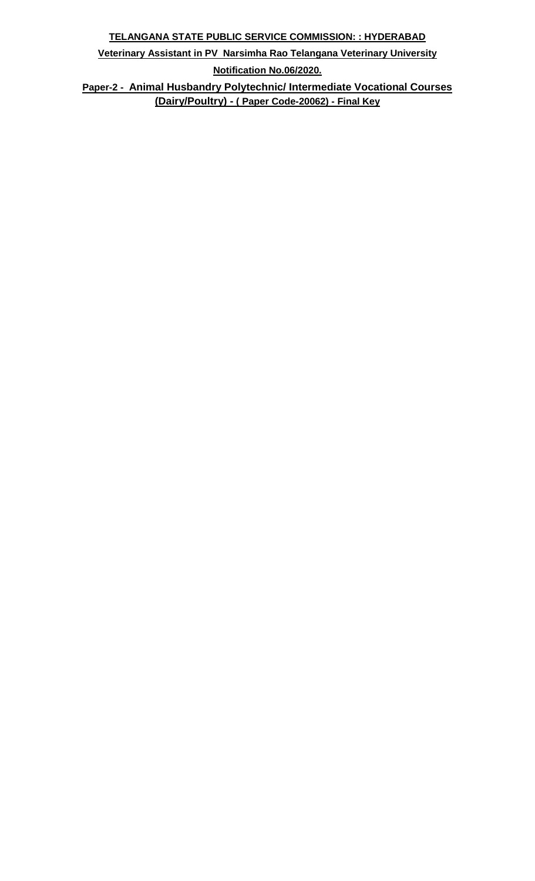**TELANGANA STATE PUBLIC SERVICE COMMISSION: : HYDERABAD**

**Veterinary Assistant in PV Narsimha Rao Telangana Veterinary University**

**Notification No.06/2020.**

**Paper-2 - Animal Husbandry Polytechnic/ Intermediate Vocational Courses (Dairy/Poultry) - ( Paper Code-20062) - Final Key**